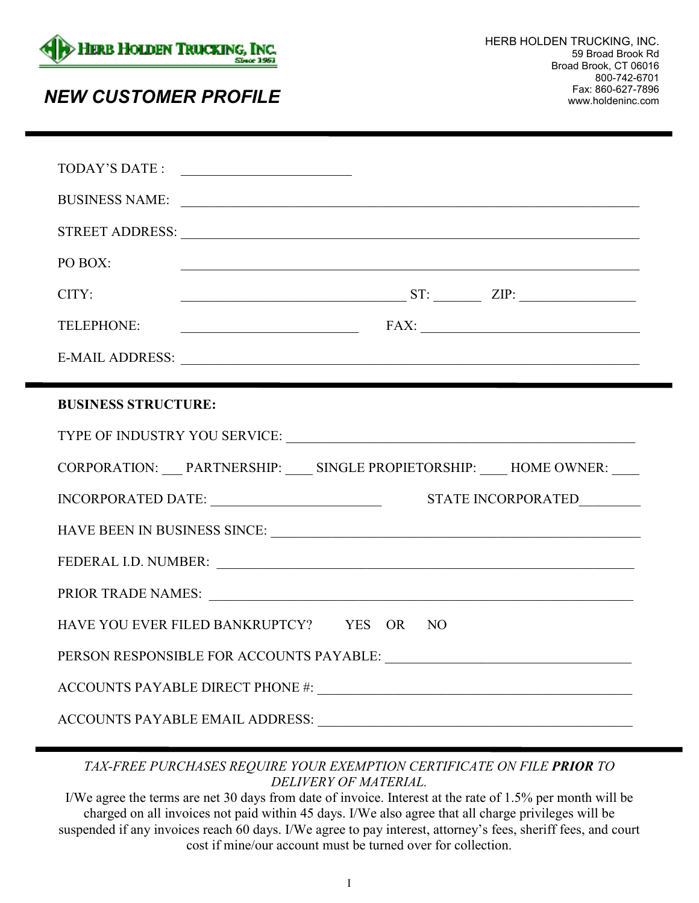HERB HOLDEN TRUCKING, INC.
Since 1961

HERB HOLDEN TRUCKING, INC.
59 Broad Brook Rd
Broad Brook, CT 06016
800-742-6701
Fax: 860-627-7896
www.holdeninc.com

# *NEW CUSTOMER PROFILE*

---

TODAY'S DATE : ________________________

BUSINESS NAME: ________________________________________________________________

STREET ADDRESS: ________________________________________________________________

PO BOX: ________________________________________________________________

CITY: ________________________________ ST: _______ ZIP: ________________

TELEPHONE: ________________________ FAX: ________________________________

E-MAIL ADDRESS: ________________________________________________________________

---

**BUSINESS STRUCTURE:**

TYPE OF INDUSTRY YOU SERVICE: ________________________________________________

CORPORATION: ___ PARTNERSHIP: ____ SINGLE PROPIETORSHIP: ____ HOME OWNER: ____

INCORPORATED DATE: ________________________ STATE INCORPORATED_________

HAVE BEEN IN BUSINESS SINCE: ________________________________________________

FEDERAL I.D. NUMBER: ________________________________________________________

PRIOR TRADE NAMES: ________________________________________________________

HAVE YOU EVER FILED BANKRUPTCY? YES OR NO

PERSON RESPONSIBLE FOR ACCOUNTS PAYABLE: ___________________________________

ACCOUNTS PAYABLE DIRECT PHONE #: _____________________________________________

ACCOUNTS PAYABLE EMAIL ADDRESS: _____________________________________________

---

*TAX-FREE PURCHASES REQUIRE YOUR EXEMPTION CERTIFICATE ON FILE* ***PRIOR*** *TO DELIVERY OF MATERIAL.*

I/We agree the terms are net 30 days from date of invoice. Interest at the rate of 1.5% per month will be charged on all invoices not paid within 45 days. I/We also agree that all charge privileges will be suspended if any invoices reach 60 days. I/We agree to pay interest, attorney's fees, sheriff fees, and court cost if mine/our account must be turned over for collection.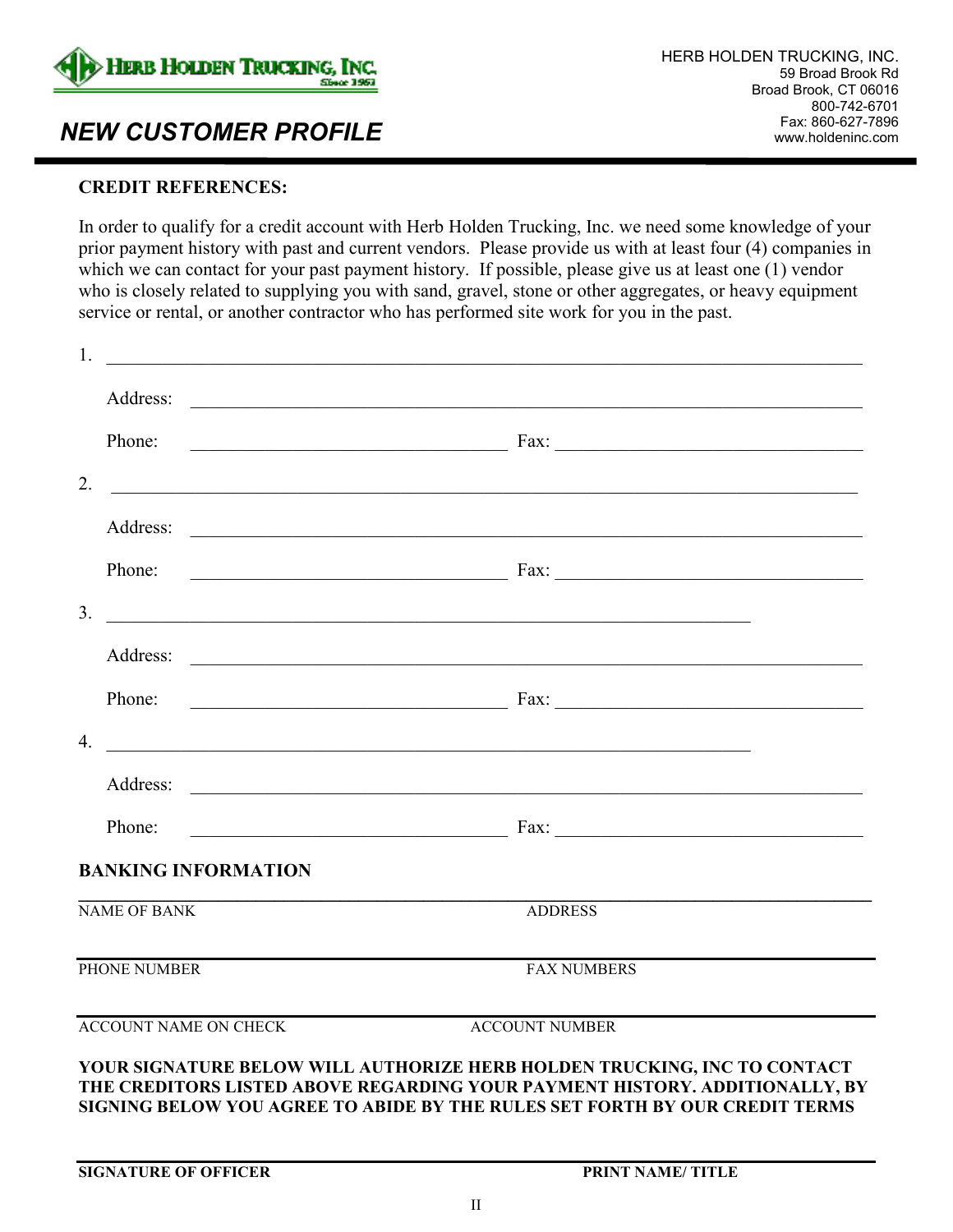HERB HOLDEN TRUCKING, INC.
59 Broad Brook Rd
Broad Brook, CT 06016
800-742-6701
Fax: 860-627-7896
www.holdeninc.com

# *NEW CUSTOMER PROFILE*

**CREDIT REFERENCES:**

In order to qualify for a credit account with Herb Holden Trucking, Inc. we need some knowledge of your prior payment history with past and current vendors. Please provide us with at least four (4) companies in which we can contact for your past payment history. If possible, please give us at least one (1) vendor who is closely related to supplying you with sand, gravel, stone or other aggregates, or heavy equipment service or rental, or another contractor who has performed site work for you in the past.

1. ______________________________

   Address: ______________________________

   Phone: ______________________ Fax: ______________________

2. ______________________________

   Address: ______________________________

   Phone: ______________________ Fax: ______________________

3. ______________________________

   Address: ______________________________

   Phone: ______________________ Fax: ______________________

4. ______________________________

   Address: ______________________________

   Phone: ______________________ Fax: ______________________

**BANKING INFORMATION**

______________________________

NAME OF BANK ADDRESS

______________________________

PHONE NUMBER FAX NUMBERS

______________________________

ACCOUNT NAME ON CHECK ACCOUNT NUMBER

**YOUR SIGNATURE BELOW WILL AUTHORIZE HERB HOLDEN TRUCKING, INC TO CONTACT THE CREDITORS LISTED ABOVE REGARDING YOUR PAYMENT HISTORY. ADDITIONALLY, BY SIGNING BELOW YOU AGREE TO ABIDE BY THE RULES SET FORTH BY OUR CREDIT TERMS**

______________________________

**SIGNATURE OF OFFICER** **PRINT NAME/ TITLE**